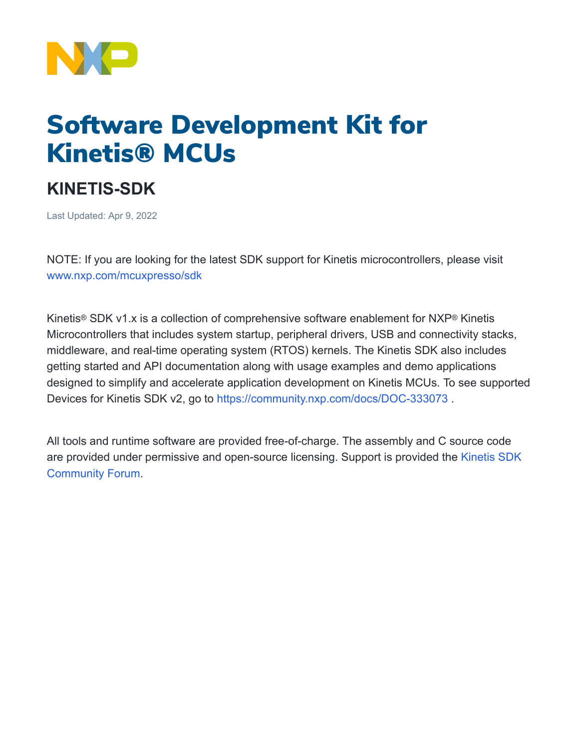# Software Development Kit for Kinetis® MCUs

## KINETIS-SDK

Last Updated: Apr 9, 2022

NOTE: If you are looking for the latest SDK support for Kinetis microcontrollers, please visit www.nxp.com/mcuxpresso/sdk

Kinetis® SDK v1.x is a collection of comprehensive software enablement for NXP® Kinetis Microcontrollers that includes system startup, peripheral drivers, USB and connectivity stacks, middleware, and real-time operating system (RTOS) kernels. The Kinetis SDK also includes getting started and API documentation along with usage examples and demo applications designed to simplify and accelerate application development on Kinetis MCUs. To see supported Devices for Kinetis SDK v2, go to https://community.nxp.com/docs/DOC-333073 .

All tools and runtime software are provided free-of-charge. The assembly and C source code are provided under permissive and open-source licensing. Support is provided the Kinetis SDK Community Forum.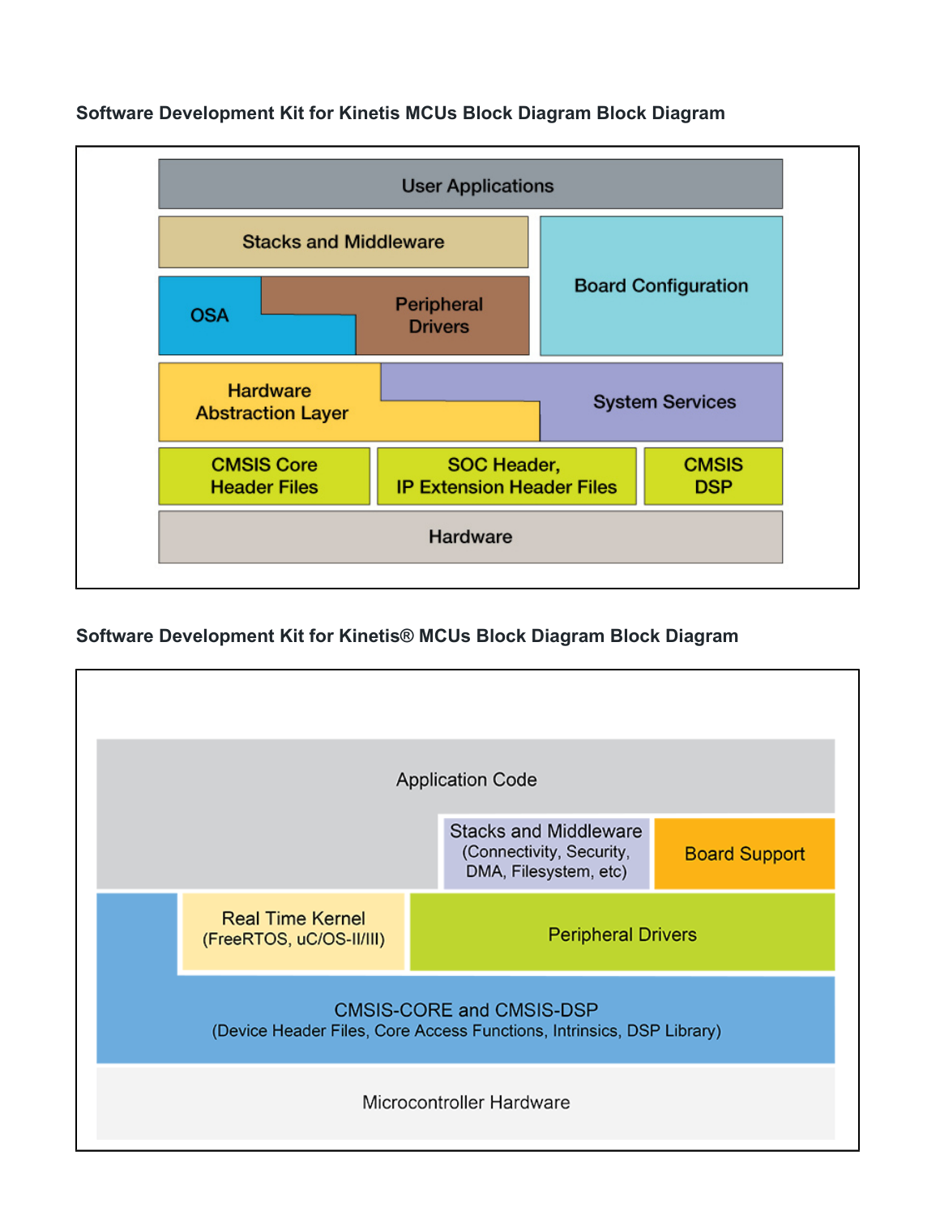### Software Development Kit for Kinetis MCUs Block Diagram Block Diagram

User Applications

Stacks and Middleware

Board Configuration

OSA

Peripheral Drivers

Hardware Abstraction Layer

System Services

CMSIS Core Header Files

SOC Header, IP Extension Header Files

CMSIS DSP

Hardware

### Software Development Kit for Kinetis® MCUs Block Diagram Block Diagram

Application Code

Stacks and Middleware (Connectivity, Security, DMA, Filesystem, etc)

Board Support

Real Time Kernel (FreeRTOS, uC/OS-II/III)

Peripheral Drivers

CMSIS-CORE and CMSIS-DSP (Device Header Files, Core Access Functions, Intrinsics, DSP Library)

Microcontroller Hardware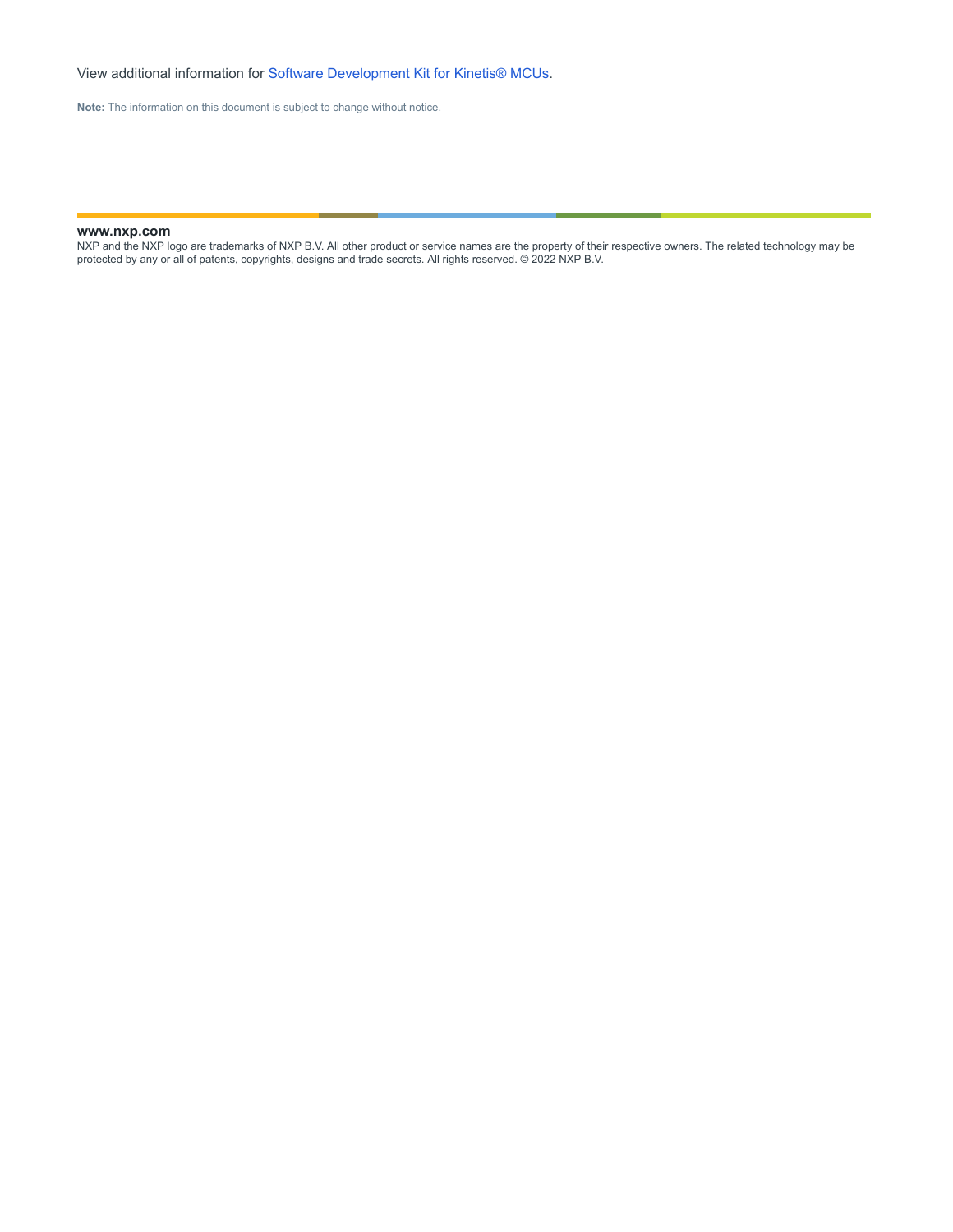View additional information for Software Development Kit for Kinetis® MCUs.

**Note:** The information on this document is subject to change without notice.

**www.nxp.com**

NXP and the NXP logo are trademarks of NXP B.V. All other product or service names are the property of their respective owners. The related technology may be protected by any or all of patents, copyrights, designs and trade secrets. All rights reserved. © 2022 NXP B.V.